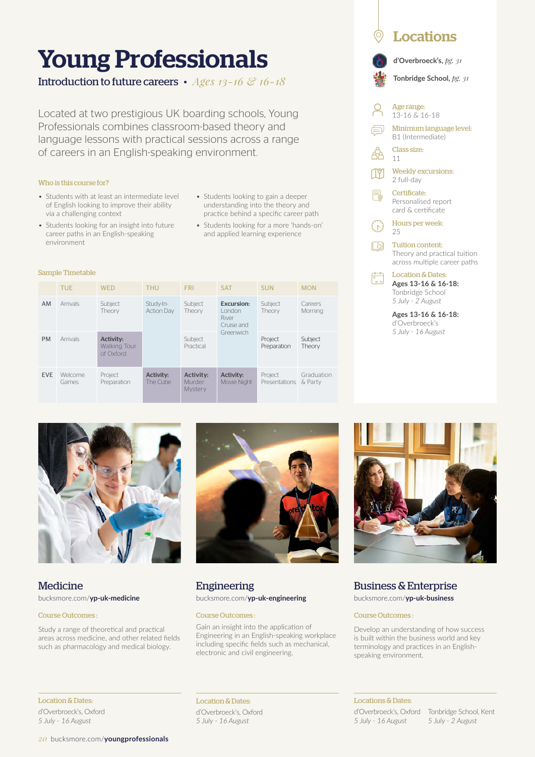# Young Professionals

## Introduction to future careers • *Ages 13-16 & 16-18*

Located at two prestigious UK boarding schools, Young Professionals combines classroom-based theory and language lessons with practical sessions across a range of careers in an English-speaking environment.

### Who is this course for?

- Students with at least an intermediate level of English looking to improve their ability via a challenging context
- Students looking for an insight into future career paths in an English-speaking environment
- Students looking to gain a deeper understanding into the theory and practice behind a specific career path
- Students looking for a more 'hands-on' and applied learning experience

### Sample Timetable

| | TUE | WED | THU | FRI | SAT | SUN | MON |
|---|---|---|---|---|---|---|---|
| AM | Arrivals | Subject Theory | Study-In-Action Day | Subject Theory | **Excursion:** London River Cruise and Greenwich | Subject Theory | Careers Morning |
| PM | Arrivals | **Activity:** Walking Tour of Oxford | | Subject Practical | | Project Preparation | Subject Theory |
| EVE | Welcome Games | Project Preparation | **Activity:** The Cube | **Activity:** Murder Mystery | **Activity:** Movie Night | Project Presentations | Graduation & Party |

## Locations

**d'Overbroeck's**, *pg. 31*

**Tonbridge School**, *pg. 31*

**Age range:**
13-16 & 16-18

**Minimum language level:**
B1 (Intermediate)

**Class size:**
11

**Weekly excursions:**
2 full-day

**Certificate:**
Personalised report card & certificate

**Hours per week:**
25

**Tuition content:**
Theory and practical tuition across multiple career paths

**Location & Dates:**

**Ages 13-16 & 16-18:**
Tonbridge School
*5 July - 2 August*

**Ages 13-16 & 16-18:**
d'Overbroeck's
*5 July - 16 August*

## Medicine

bucksmore.com/**yp-uk-medicine**

**Course Outcomes:**

Study a range of theoretical and practical areas across medicine, and other related fields such as pharmacology and medical biology.

**Location & Dates:**
d'Overbroeck's, Oxford
*5 July - 16 August*

## Engineering

bucksmore.com/**yp-uk-engineering**

**Course Outcomes:**

Gain an insight into the application of Engineering in an English-speaking workplace including specific fields such as mechanical, electronic and civil engineering.

**Location & Dates:**
d'Overbroeck's, Oxford
*5 July - 16 August*

## Business & Enterprise

bucksmore.com/**yp-uk-business**

**Course Outcomes:**

Develop an understanding of how success is built within the business world and key terminology and practices in an English-speaking environment.

**Locations & Dates:**
d'Overbroeck's, Oxford
*5 July - 16 August*

Tonbridge School, Kent
*5 July - 2 August*

bucksmore.com/**youngprofessionals**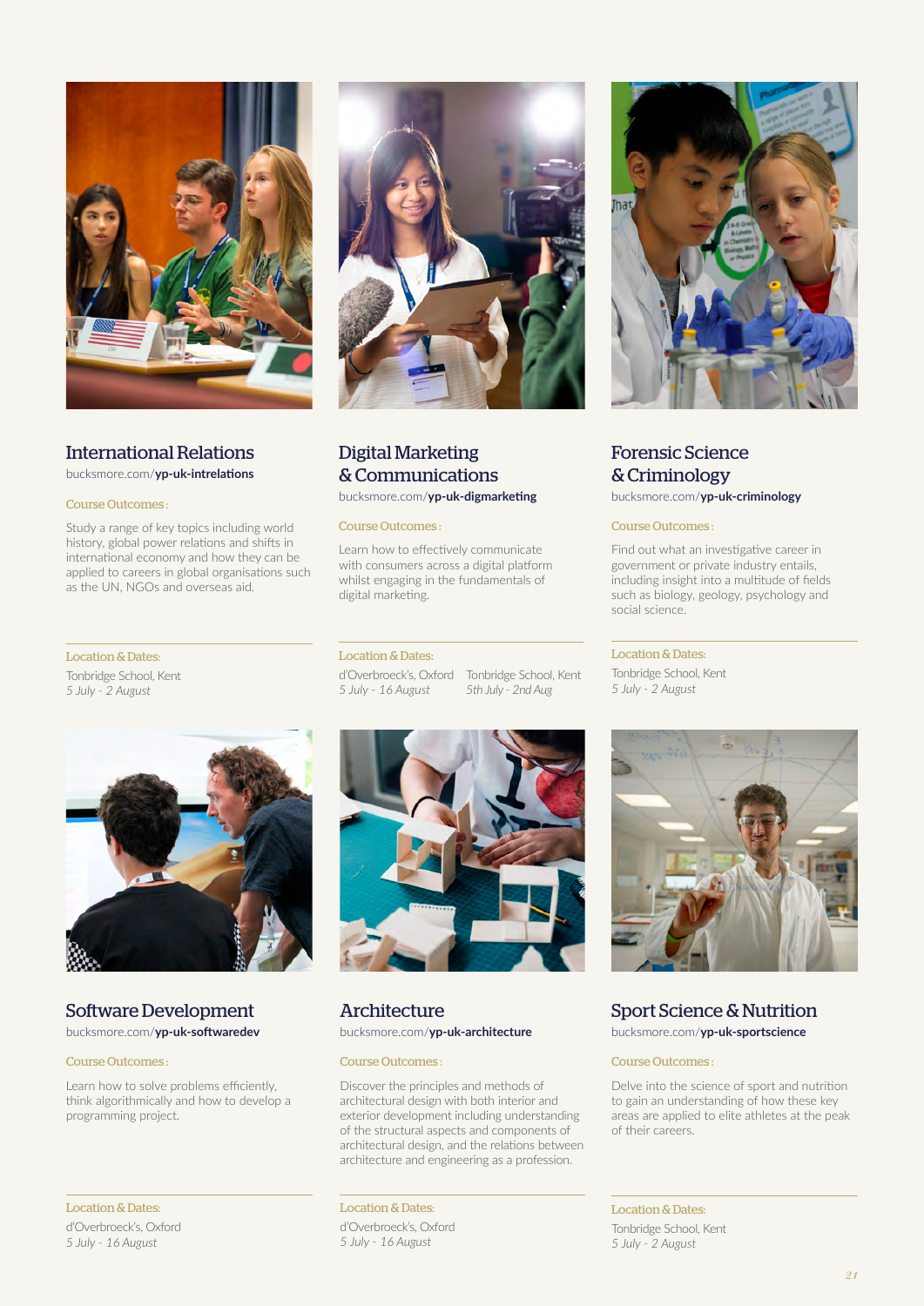## International Relations

bucksmore.com/**yp-uk-intrelations**

Course Outcomes:

Study a range of key topics including world history, global power relations and shifts in international economy and how they can be applied to careers in global organisations such as the UN, NGOs and overseas aid.

Location & Dates:

Tonbridge School, Kent
*5 July - 2 August*

## Digital Marketing & Communications

bucksmore.com/**yp-uk-digmarketing**

Course Outcomes:

Learn how to effectively communicate with consumers across a digital platform whilst engaging in the fundamentals of digital marketing.

Location & Dates:

d'Overbroeck's, Oxford
*5 July - 16 August*

Tonbridge School, Kent
*5th July - 2nd Aug*

## Forensic Science & Criminology

bucksmore.com/**yp-uk-criminology**

Course Outcomes:

Find out what an investigative career in government or private industry entails, including insight into a multitude of fields such as biology, geology, psychology and social science.

Location & Dates:

Tonbridge School, Kent
*5 July - 2 August*

## Software Development

bucksmore.com/**yp-uk-softwaredev**

Course Outcomes:

Learn how to solve problems efficiently, think algorithmically and how to develop a programming project.

Location & Dates:

d'Overbroeck's, Oxford
*5 July - 16 August*

## Architecture

bucksmore.com/**yp-uk-architecture**

Course Outcomes:

Discover the principles and methods of architectural design with both interior and exterior development including understanding of the structural aspects and components of architectural design, and the relations between architecture and engineering as a profession.

Location & Dates:

d'Overbroeck's, Oxford
*5 July - 16 August*

## Sport Science & Nutrition

bucksmore.com/**yp-uk-sportscience**

Course Outcomes:

Delve into the science of sport and nutrition to gain an understanding of how these key areas are applied to elite athletes at the peak of their careers.

Location & Dates:

Tonbridge School, Kent
*5 July - 2 August*